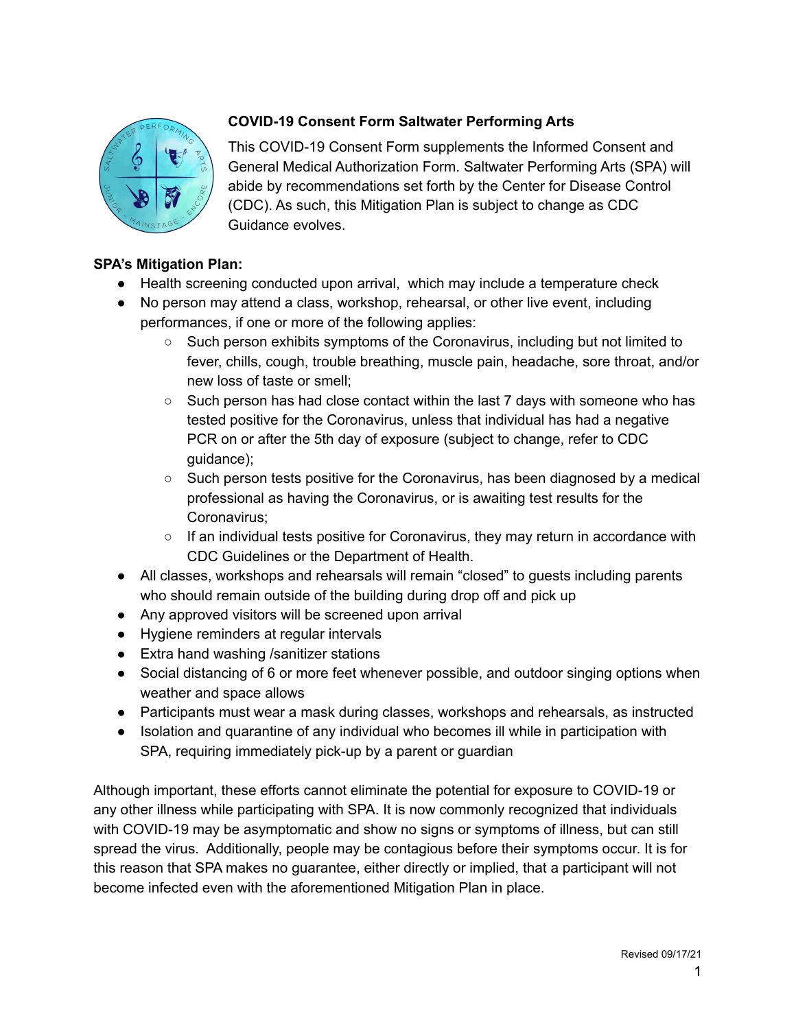**COVID-19 Consent Form Saltwater Performing Arts**

This COVID-19 Consent Form supplements the Informed Consent and General Medical Authorization Form. Saltwater Performing Arts (SPA) will abide by recommendations set forth by the Center for Disease Control (CDC). As such, this Mitigation Plan is subject to change as CDC Guidance evolves.

**SPA's Mitigation Plan:**

- Health screening conducted upon arrival, which may include a temperature check
- No person may attend a class, workshop, rehearsal, or other live event, including performances, if one or more of the following applies:
  - Such person exhibits symptoms of the Coronavirus, including but not limited to fever, chills, cough, trouble breathing, muscle pain, headache, sore throat, and/or new loss of taste or smell;
  - Such person has had close contact within the last 7 days with someone who has tested positive for the Coronavirus, unless that individual has had a negative PCR on or after the 5th day of exposure (subject to change, refer to CDC guidance);
  - Such person tests positive for the Coronavirus, has been diagnosed by a medical professional as having the Coronavirus, or is awaiting test results for the Coronavirus;
  - If an individual tests positive for Coronavirus, they may return in accordance with CDC Guidelines or the Department of Health.
- All classes, workshops and rehearsals will remain "closed" to guests including parents who should remain outside of the building during drop off and pick up
- Any approved visitors will be screened upon arrival
- Hygiene reminders at regular intervals
- Extra hand washing /sanitizer stations
- Social distancing of 6 or more feet whenever possible, and outdoor singing options when weather and space allows
- Participants must wear a mask during classes, workshops and rehearsals, as instructed
- Isolation and quarantine of any individual who becomes ill while in participation with SPA, requiring immediately pick-up by a parent or guardian

Although important, these efforts cannot eliminate the potential for exposure to COVID-19 or any other illness while participating with SPA. It is now commonly recognized that individuals with COVID-19 may be asymptomatic and show no signs or symptoms of illness, but can still spread the virus. Additionally, people may be contagious before their symptoms occur. It is for this reason that SPA makes no guarantee, either directly or implied, that a participant will not become infected even with the aforementioned Mitigation Plan in place.

Revised 09/17/21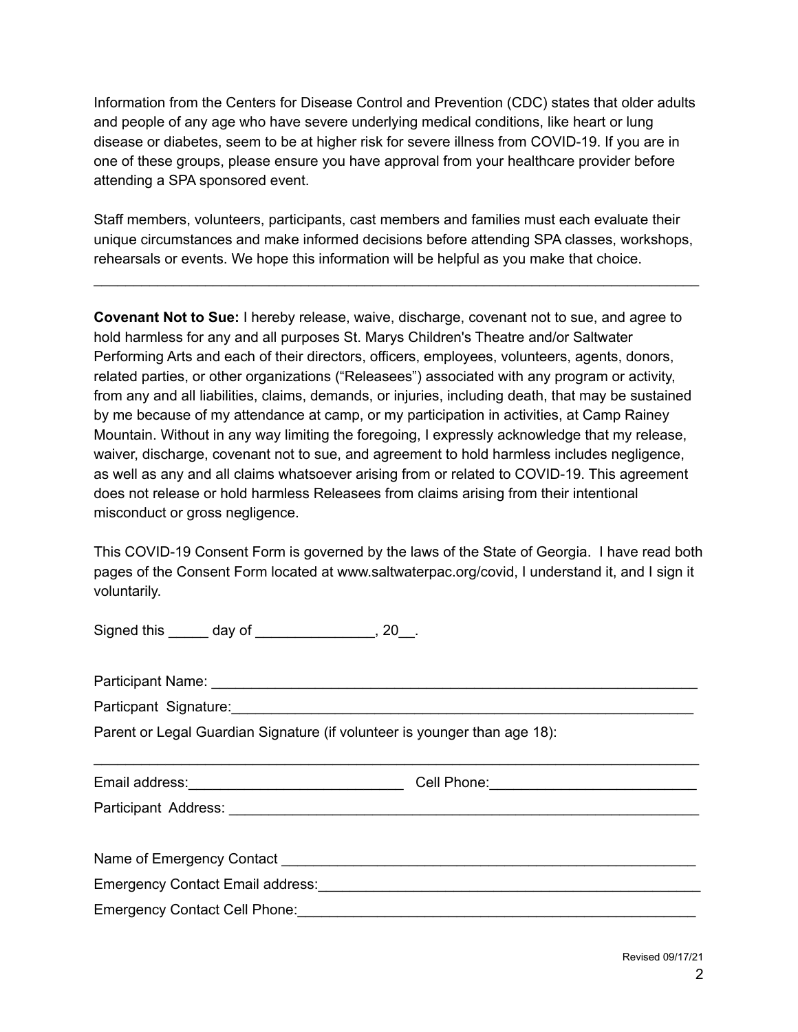Information from the Centers for Disease Control and Prevention (CDC) states that older adults and people of any age who have severe underlying medical conditions, like heart or lung disease or diabetes, seem to be at higher risk for severe illness from COVID-19. If you are in one of these groups, please ensure you have approval from your healthcare provider before attending a SPA sponsored event.

Staff members, volunteers, participants, cast members and families must each evaluate their unique circumstances and make informed decisions before attending SPA classes, workshops, rehearsals or events. We hope this information will be helpful as you make that choice.

---

**Covenant Not to Sue:** I hereby release, waive, discharge, covenant not to sue, and agree to hold harmless for any and all purposes St. Marys Children's Theatre and/or Saltwater Performing Arts and each of their directors, officers, employees, volunteers, agents, donors, related parties, or other organizations ("Releasees") associated with any program or activity, from any and all liabilities, claims, demands, or injuries, including death, that may be sustained by me because of my attendance at camp, or my participation in activities, at Camp Rainey Mountain. Without in any way limiting the foregoing, I expressly acknowledge that my release, waiver, discharge, covenant not to sue, and agreement to hold harmless includes negligence, as well as any and all claims whatsoever arising from or related to COVID-19. This agreement does not release or hold harmless Releasees from claims arising from their intentional misconduct or gross negligence.

This COVID-19 Consent Form is governed by the laws of the State of Georgia. I have read both pages of the Consent Form located at www.saltwaterpac.org/covid, I understand it, and I sign it voluntarily.

Signed this _____ day of _______________, 20__.

Participant Name: ________________________________________________________________

Particpant Signature:______________________________________________________________

Parent or Legal Guardian Signature (if volunteer is younger than age 18):

__________________________________________________________________________________

Email address:____________________________ Cell Phone:__________________________

Participant Address: ________________________________________________________________

Name of Emergency Contact ______________________________________________________

Emergency Contact Email address:_________________________________________________

Emergency Contact Cell Phone:____________________________________________________

Revised 09/17/21